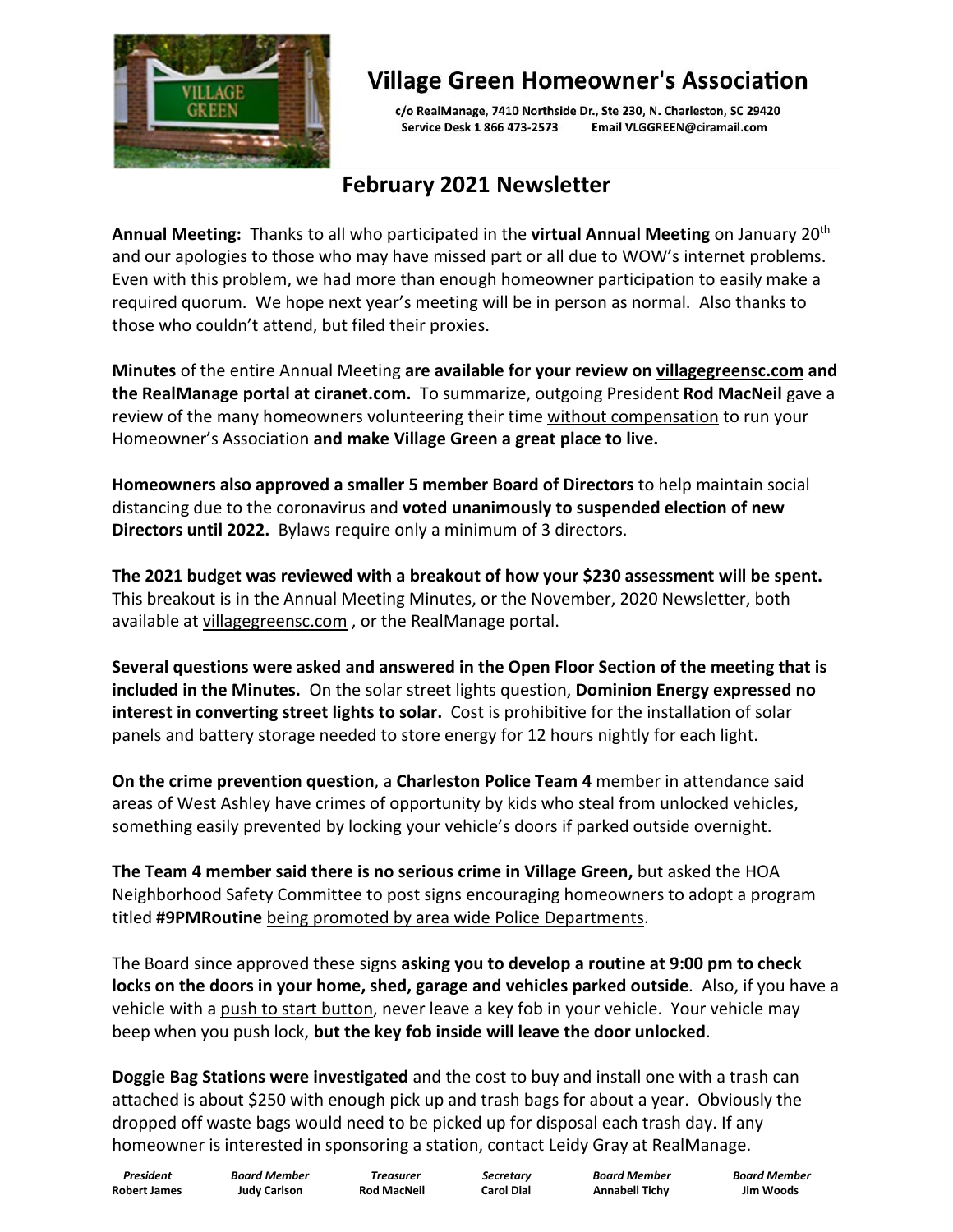# Village Green Homeowner's Association

c/o RealManage, 7410 Northside Dr., Ste 230, N. Charleston, SC 29420
Service Desk 1 866 473-2573 Email VLGGREEN@ciramail.com

## February 2021 Newsletter

**Annual Meeting:** Thanks to all who participated in the **virtual Annual Meeting** on January 20th and our apologies to those who may have missed part or all due to WOW's internet problems. Even with this problem, we had more than enough homeowner participation to easily make a required quorum. We hope next year's meeting will be in person as normal. Also thanks to those who couldn't attend, but filed their proxies.

**Minutes** of the entire Annual Meeting **are available for your review on villagegreensc.com and the RealManage portal at ciranet.com.** To summarize, outgoing President **Rod MacNeil** gave a review of the many homeowners volunteering their time without compensation to run your Homeowner's Association **and make Village Green a great place to live.**

**Homeowners also approved a smaller 5 member Board of Directors** to help maintain social distancing due to the coronavirus and **voted unanimously to suspended election of new Directors until 2022.** Bylaws require only a minimum of 3 directors.

**The 2021 budget was reviewed with a breakout of how your $230 assessment will be spent.** This breakout is in the Annual Meeting Minutes, or the November, 2020 Newsletter, both available at villagegreensc.com , or the RealManage portal.

**Several questions were asked and answered in the Open Floor Section of the meeting that is included in the Minutes.** On the solar street lights question, **Dominion Energy expressed no interest in converting street lights to solar.** Cost is prohibitive for the installation of solar panels and battery storage needed to store energy for 12 hours nightly for each light.

**On the crime prevention question**, a **Charleston Police Team 4** member in attendance said areas of West Ashley have crimes of opportunity by kids who steal from unlocked vehicles, something easily prevented by locking your vehicle's doors if parked outside overnight.

**The Team 4 member said there is no serious crime in Village Green,** but asked the HOA Neighborhood Safety Committee to post signs encouraging homeowners to adopt a program titled **#9PMRoutine** being promoted by area wide Police Departments.

The Board since approved these signs **asking you to develop a routine at 9:00 pm to check locks on the doors in your home, shed, garage and vehicles parked outside**. Also, if you have a vehicle with a push to start button, never leave a key fob in your vehicle. Your vehicle may beep when you push lock, **but the key fob inside will leave the door unlocked**.

**Doggie Bag Stations were investigated** and the cost to buy and install one with a trash can attached is about $250 with enough pick up and trash bags for about a year. Obviously the dropped off waste bags would need to be picked up for disposal each trash day. If any homeowner is interested in sponsoring a station, contact Leidy Gray at RealManage.

| *President* | *Board Member* | *Treasurer* | *Secretary* | *Board Member* | *Board Member* |
|---|---|---|---|---|---|
| **Robert James** | **Judy Carlson** | **Rod MacNeil** | **Carol Dial** | **Annabell Tichy** | **Jim Woods** |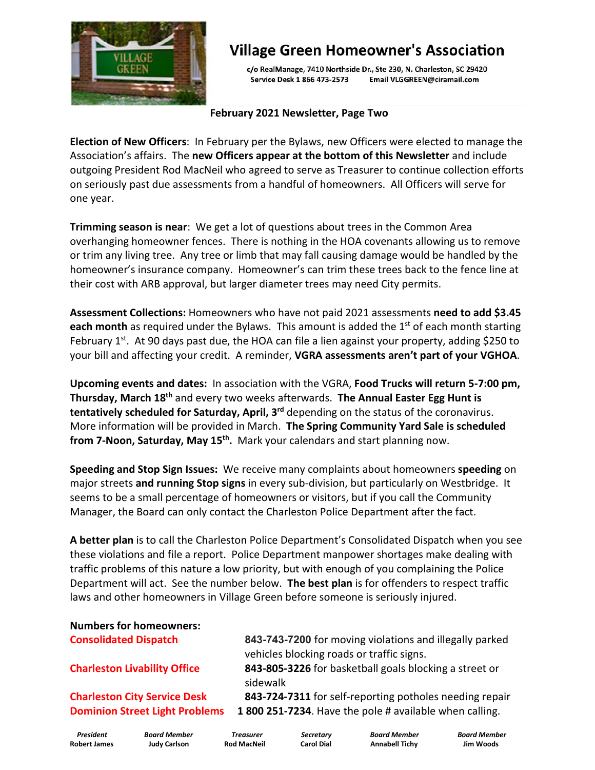# Village Green Homeowner's Association

c/o RealManage, 7410 Northside Dr., Ste 230, N. Charleston, SC 29420
Service Desk 1 866 473-2573 Email VLGGREEN@ciramail.com

**February 2021 Newsletter, Page Two**

**Election of New Officers**: In February per the Bylaws, new Officers were elected to manage the Association's affairs. The **new Officers appear at the bottom of this Newsletter** and include outgoing President Rod MacNeil who agreed to serve as Treasurer to continue collection efforts on seriously past due assessments from a handful of homeowners. All Officers will serve for one year.

**Trimming season is near**: We get a lot of questions about trees in the Common Area overhanging homeowner fences. There is nothing in the HOA covenants allowing us to remove or trim any living tree. Any tree or limb that may fall causing damage would be handled by the homeowner's insurance company. Homeowner's can trim these trees back to the fence line at their cost with ARB approval, but larger diameter trees may need City permits.

**Assessment Collections:** Homeowners who have not paid 2021 assessments **need to add $3.45 each month** as required under the Bylaws. This amount is added the 1st of each month starting February 1st. At 90 days past due, the HOA can file a lien against your property, adding $250 to your bill and affecting your credit. A reminder, **VGRA assessments aren't part of your VGHOA**.

**Upcoming events and dates:** In association with the VGRA, **Food Trucks will return 5-7:00 pm, Thursday, March 18th** and every two weeks afterwards. **The Annual Easter Egg Hunt is tentatively scheduled for Saturday, April, 3rd** depending on the status of the coronavirus. More information will be provided in March. **The Spring Community Yard Sale is scheduled from 7-Noon, Saturday, May 15th.** Mark your calendars and start planning now.

**Speeding and Stop Sign Issues:** We receive many complaints about homeowners **speeding** on major streets **and running Stop signs** in every sub-division, but particularly on Westbridge. It seems to be a small percentage of homeowners or visitors, but if you call the Community Manager, the Board can only contact the Charleston Police Department after the fact.

**A better plan** is to call the Charleston Police Department's Consolidated Dispatch when you see these violations and file a report. Police Department manpower shortages make dealing with traffic problems of this nature a low priority, but with enough of you complaining the Police Department will act. See the number below. **The best plan** is for offenders to respect traffic laws and other homeowners in Village Green before someone is seriously injured.

**Numbers for homeowners:**

| | |
|---|---|
| **Consolidated Dispatch** | **843-743-7200** for moving violations and illegally parked vehicles blocking roads or traffic signs. |
| **Charleston Livability Office** | **843-805-3226** for basketball goals blocking a street or sidewalk |
| **Charleston City Service Desk** | **843-724-7311** for self-reporting potholes needing repair |
| **Dominion Street Light Problems** | **1 800 251-7234**. Have the pole # available when calling. |

| *President* | *Board Member* | *Treasurer* | *Secretary* | *Board Member* | *Board Member* |
|---|---|---|---|---|---|
| **Robert James** | **Judy Carlson** | **Rod MacNeil** | **Carol Dial** | **Annabell Tichy** | **Jim Woods** |